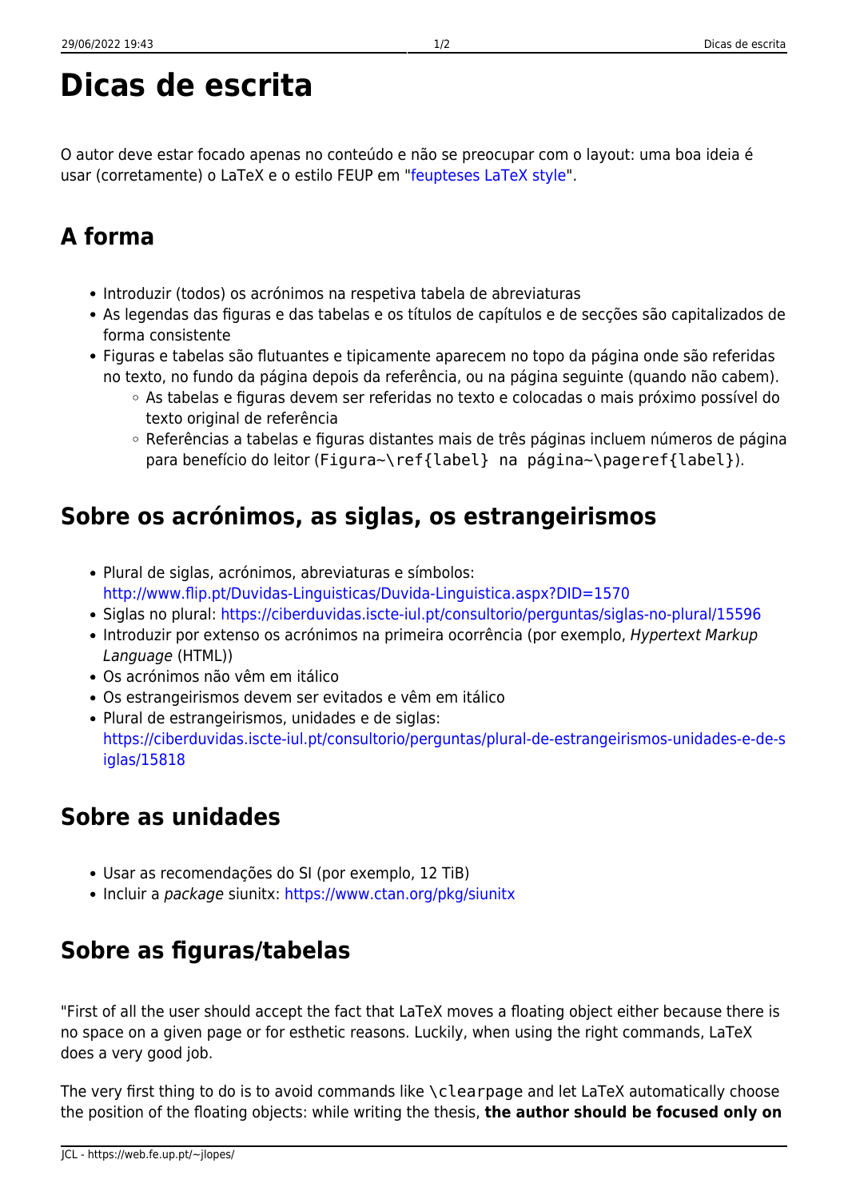# Dicas de escrita

O autor deve estar focado apenas no conteúdo e não se preocupar com o layout: uma boa ideia é usar (corretamente) o LaTeX e o estilo FEUP em "feupteses LaTeX style".

## A forma

- Introduzir (todos) os acrónimos na respetiva tabela de abreviaturas
- As legendas das figuras e das tabelas e os títulos de capítulos e de secções são capitalizados de forma consistente
- Figuras e tabelas são flutuantes e tipicamente aparecem no topo da página onde são referidas no texto, no fundo da página depois da referência, ou na página seguinte (quando não cabem).
  - As tabelas e figuras devem ser referidas no texto e colocadas o mais próximo possível do texto original de referência
  - Referências a tabelas e figuras distantes mais de três páginas incluem números de página para benefício do leitor (`Figura~\ref{label} na página~\pageref{label}`).

## Sobre os acrónimos, as siglas, os estrangeirismos

- Plural de siglas, acrónimos, abreviaturas e símbolos: http://www.flip.pt/Duvidas-Linguisticas/Duvida-Linguistica.aspx?DID=1570
- Siglas no plural: https://ciberduvidas.iscte-iul.pt/consultorio/perguntas/siglas-no-plural/15596
- Introduzir por extenso os acrónimos na primeira ocorrência (por exemplo, *Hypertext Markup Language* (HTML))
- Os acrónimos não vêm em itálico
- Os estrangeirismos devem ser evitados e vêm em itálico
- Plural de estrangeirismos, unidades e de siglas: https://ciberduvidas.iscte-iul.pt/consultorio/perguntas/plural-de-estrangeirismos-unidades-e-de-siglas/15818

## Sobre as unidades

- Usar as recomendações do SI (por exemplo, 12 TiB)
- Incluir a *package* siunitx: https://www.ctan.org/pkg/siunitx

## Sobre as figuras/tabelas

"First of all the user should accept the fact that LaTeX moves a floating object either because there is no space on a given page or for esthetic reasons. Luckily, when using the right commands, LaTeX does a very good job.

The very first thing to do is to avoid commands like `\clearpage` and let LaTeX automatically choose the position of the floating objects: while writing the thesis, **the author should be focused only on**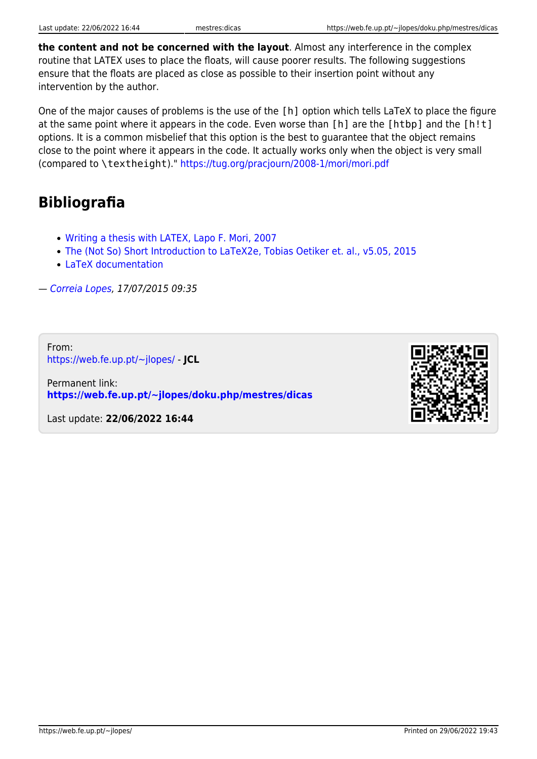**the content and not be concerned with the layout**. Almost any interference in the complex routine that LATEX uses to place the floats, will cause poorer results. The following suggestions ensure that the floats are placed as close as possible to their insertion point without any intervention by the author.

One of the major causes of problems is the use of the `[h]` option which tells LaTeX to place the figure at the same point where it appears in the code. Even worse than `[h]` are the `[htbp]` and the `[h!t]` options. It is a common misbelief that this option is the best to guarantee that the object remains close to the point where it appears in the code. It actually works only when the object is very small (compared to `\textheight`)." https://tug.org/pracjourn/2008-1/mori/mori.pdf

## Bibliografia

- Writing a thesis with LATEX, Lapo F. Mori, 2007
- The (Not So) Short Introduction to LaTeX2e, Tobias Oetiker et. al., v5.05, 2015
- LaTeX documentation

— *Correia Lopes, 17/07/2015 09:35*

From:
https://web.fe.up.pt/~jlopes/ - **JCL**

Permanent link:
**https://web.fe.up.pt/~jlopes/doku.php/mestres/dicas**

Last update: **22/06/2022 16:44**